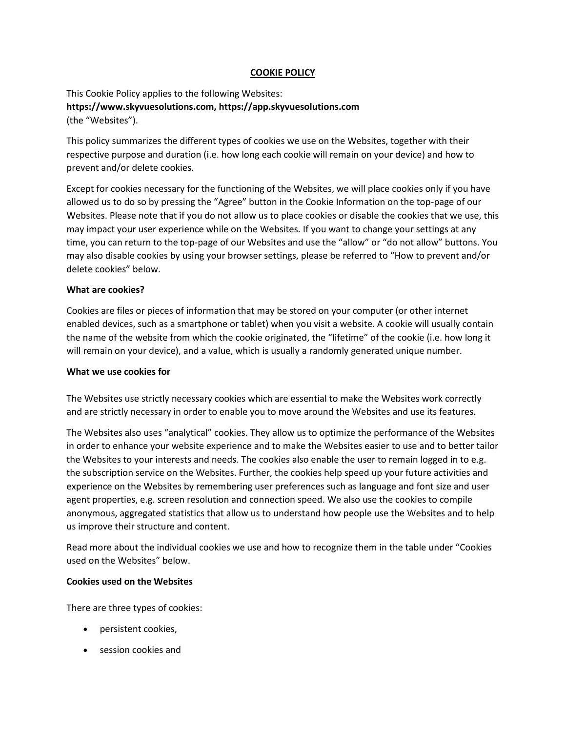# COOKIE POLICY

This Cookie Policy applies to the following Websites:
**https://www.skyvuesolutions.com, https://app.skyvuesolutions.com**
(the "Websites").

This policy summarizes the different types of cookies we use on the Websites, together with their respective purpose and duration (i.e. how long each cookie will remain on your device) and how to prevent and/or delete cookies.

Except for cookies necessary for the functioning of the Websites, we will place cookies only if you have allowed us to do so by pressing the "Agree" button in the Cookie Information on the top-page of our Websites. Please note that if you do not allow us to place cookies or disable the cookies that we use, this may impact your user experience while on the Websites. If you want to change your settings at any time, you can return to the top-page of our Websites and use the "allow" or "do not allow" buttons. You may also disable cookies by using your browser settings, please be referred to "How to prevent and/or delete cookies" below.

**What are cookies?**

Cookies are files or pieces of information that may be stored on your computer (or other internet enabled devices, such as a smartphone or tablet) when you visit a website. A cookie will usually contain the name of the website from which the cookie originated, the "lifetime" of the cookie (i.e. how long it will remain on your device), and a value, which is usually a randomly generated unique number.

**What we use cookies for**

The Websites use strictly necessary cookies which are essential to make the Websites work correctly and are strictly necessary in order to enable you to move around the Websites and use its features.

The Websites also uses "analytical" cookies. They allow us to optimize the performance of the Websites in order to enhance your website experience and to make the Websites easier to use and to better tailor the Websites to your interests and needs. The cookies also enable the user to remain logged in to e.g. the subscription service on the Websites. Further, the cookies help speed up your future activities and experience on the Websites by remembering user preferences such as language and font size and user agent properties, e.g. screen resolution and connection speed. We also use the cookies to compile anonymous, aggregated statistics that allow us to understand how people use the Websites and to help us improve their structure and content.

Read more about the individual cookies we use and how to recognize them in the table under "Cookies used on the Websites" below.

**Cookies used on the Websites**

There are three types of cookies:

- persistent cookies,
- session cookies and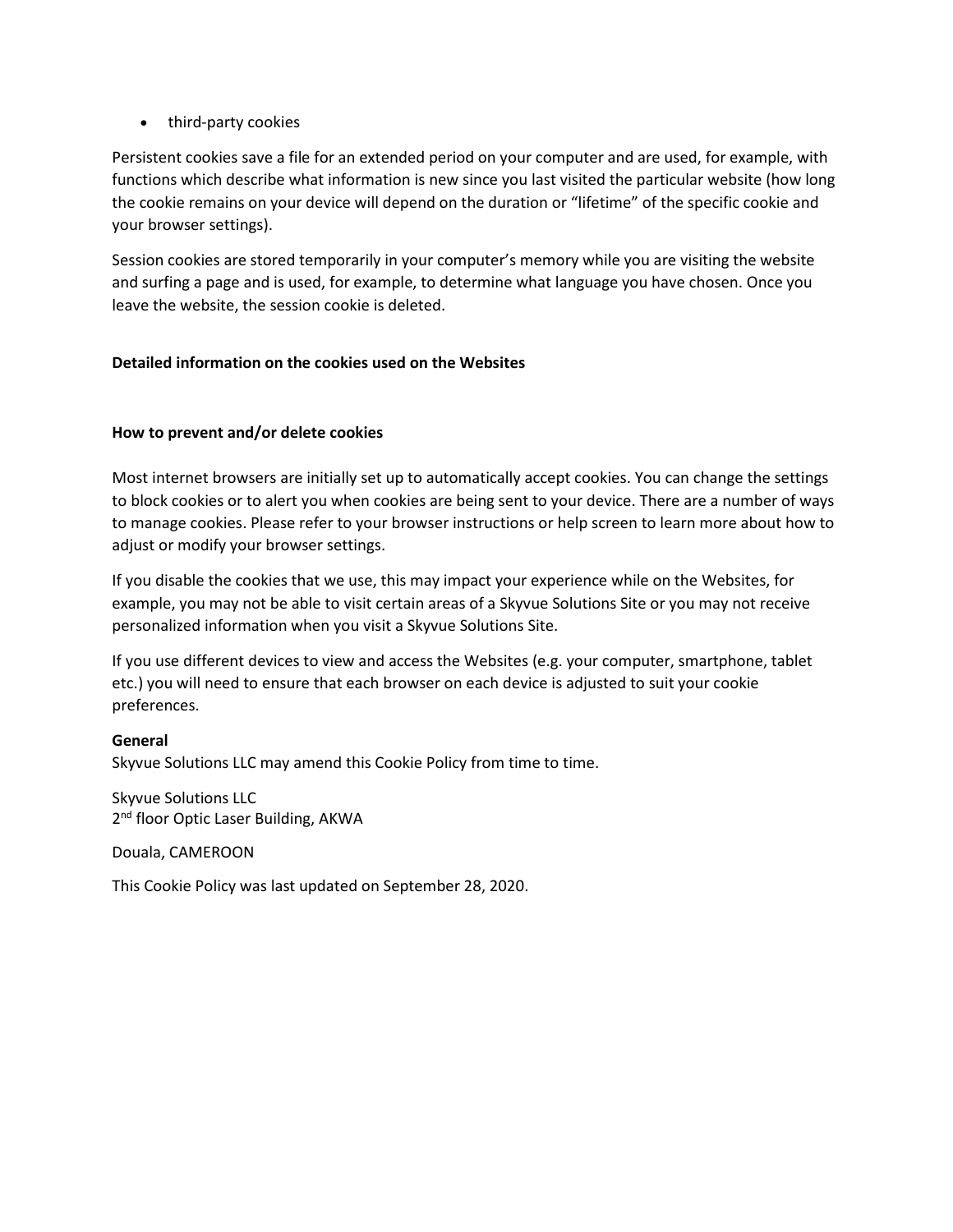- third-party cookies

Persistent cookies save a file for an extended period on your computer and are used, for example, with functions which describe what information is new since you last visited the particular website (how long the cookie remains on your device will depend on the duration or "lifetime" of the specific cookie and your browser settings).

Session cookies are stored temporarily in your computer's memory while you are visiting the website and surfing a page and is used, for example, to determine what language you have chosen. Once you leave the website, the session cookie is deleted.

**Detailed information on the cookies used on the Websites**

**How to prevent and/or delete cookies**

Most internet browsers are initially set up to automatically accept cookies. You can change the settings to block cookies or to alert you when cookies are being sent to your device. There are a number of ways to manage cookies. Please refer to your browser instructions or help screen to learn more about how to adjust or modify your browser settings.

If you disable the cookies that we use, this may impact your experience while on the Websites, for example, you may not be able to visit certain areas of a Skyvue Solutions Site or you may not receive personalized information when you visit a Skyvue Solutions Site.

If you use different devices to view and access the Websites (e.g. your computer, smartphone, tablet etc.) you will need to ensure that each browser on each device is adjusted to suit your cookie preferences.

**General**

Skyvue Solutions LLC may amend this Cookie Policy from time to time.

Skyvue Solutions LLC
2nd floor Optic Laser Building, AKWA

Douala, CAMEROON

This Cookie Policy was last updated on September 28, 2020.